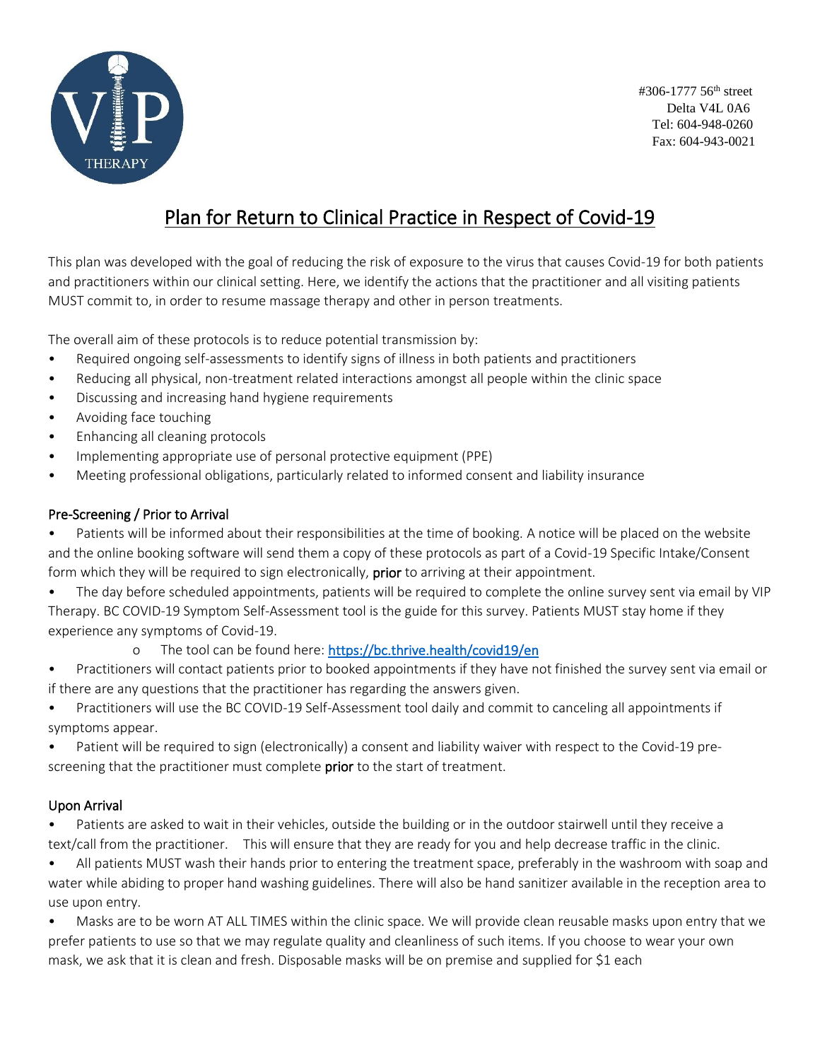#306-1777 56th street
Delta V4L 0A6
Tel: 604-948-0260
Fax: 604-943-0021

# Plan for Return to Clinical Practice in Respect of Covid-19

This plan was developed with the goal of reducing the risk of exposure to the virus that causes Covid-19 for both patients and practitioners within our clinical setting. Here, we identify the actions that the practitioner and all visiting patients MUST commit to, in order to resume massage therapy and other in person treatments.

The overall aim of these protocols is to reduce potential transmission by:

- Required ongoing self-assessments to identify signs of illness in both patients and practitioners
- Reducing all physical, non-treatment related interactions amongst all people within the clinic space
- Discussing and increasing hand hygiene requirements
- Avoiding face touching
- Enhancing all cleaning protocols
- Implementing appropriate use of personal protective equipment (PPE)
- Meeting professional obligations, particularly related to informed consent and liability insurance

## Pre-Screening / Prior to Arrival

- Patients will be informed about their responsibilities at the time of booking. A notice will be placed on the website and the online booking software will send them a copy of these protocols as part of a Covid-19 Specific Intake/Consent form which they will be required to sign electronically, **prior** to arriving at their appointment.
- The day before scheduled appointments, patients will be required to complete the online survey sent via email by VIP Therapy. BC COVID-19 Symptom Self-Assessment tool is the guide for this survey. Patients MUST stay home if they experience any symptoms of Covid-19.
    - The tool can be found here: https://bc.thrive.health/covid19/en
- Practitioners will contact patients prior to booked appointments if they have not finished the survey sent via email or if there are any questions that the practitioner has regarding the answers given.
- Practitioners will use the BC COVID-19 Self-Assessment tool daily and commit to canceling all appointments if symptoms appear.
- Patient will be required to sign (electronically) a consent and liability waiver with respect to the Covid-19 pre-screening that the practitioner must complete **prior** to the start of treatment.

## Upon Arrival

- Patients are asked to wait in their vehicles, outside the building or in the outdoor stairwell until they receive a text/call from the practitioner. This will ensure that they are ready for you and help decrease traffic in the clinic.
- All patients MUST wash their hands prior to entering the treatment space, preferably in the washroom with soap and water while abiding to proper hand washing guidelines. There will also be hand sanitizer available in the reception area to use upon entry.
- Masks are to be worn AT ALL TIMES within the clinic space. We will provide clean reusable masks upon entry that we prefer patients to use so that we may regulate quality and cleanliness of such items. If you choose to wear your own mask, we ask that it is clean and fresh. Disposable masks will be on premise and supplied for $1 each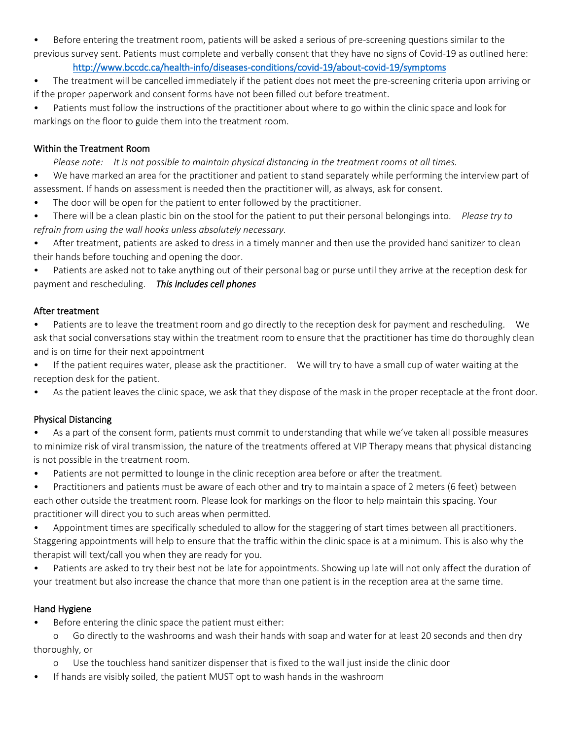- Before entering the treatment room, patients will be asked a serious of pre-screening questions similar to the previous survey sent. Patients must complete and verbally consent that they have no signs of Covid-19 as outlined here: http://www.bccdc.ca/health-info/diseases-conditions/covid-19/about-covid-19/symptoms
- The treatment will be cancelled immediately if the patient does not meet the pre-screening criteria upon arriving or if the proper paperwork and consent forms have not been filled out before treatment.
- Patients must follow the instructions of the practitioner about where to go within the clinic space and look for markings on the floor to guide them into the treatment room.

## Within the Treatment Room

*Please note: It is not possible to maintain physical distancing in the treatment rooms at all times.*

- We have marked an area for the practitioner and patient to stand separately while performing the interview part of assessment. If hands on assessment is needed then the practitioner will, as always, ask for consent.
- The door will be open for the patient to enter followed by the practitioner.
- There will be a clean plastic bin on the stool for the patient to put their personal belongings into. *Please try to refrain from using the wall hooks unless absolutely necessary.*
- After treatment, patients are asked to dress in a timely manner and then use the provided hand sanitizer to clean their hands before touching and opening the door.
- Patients are asked not to take anything out of their personal bag or purse until they arrive at the reception desk for payment and rescheduling. ***This includes cell phones***

## After treatment

- Patients are to leave the treatment room and go directly to the reception desk for payment and rescheduling. We ask that social conversations stay within the treatment room to ensure that the practitioner has time do thoroughly clean and is on time for their next appointment
- If the patient requires water, please ask the practitioner. We will try to have a small cup of water waiting at the reception desk for the patient.
- As the patient leaves the clinic space, we ask that they dispose of the mask in the proper receptacle at the front door.

## Physical Distancing

- As a part of the consent form, patients must commit to understanding that while we've taken all possible measures to minimize risk of viral transmission, the nature of the treatments offered at VIP Therapy means that physical distancing is not possible in the treatment room.
- Patients are not permitted to lounge in the clinic reception area before or after the treatment.
- Practitioners and patients must be aware of each other and try to maintain a space of 2 meters (6 feet) between each other outside the treatment room. Please look for markings on the floor to help maintain this spacing. Your practitioner will direct you to such areas when permitted.
- Appointment times are specifically scheduled to allow for the staggering of start times between all practitioners. Staggering appointments will help to ensure that the traffic within the clinic space is at a minimum. This is also why the therapist will text/call you when they are ready for you.
- Patients are asked to try their best not be late for appointments. Showing up late will not only affect the duration of your treatment but also increase the chance that more than one patient is in the reception area at the same time.

## Hand Hygiene

- Before entering the clinic space the patient must either:
  - Go directly to the washrooms and wash their hands with soap and water for at least 20 seconds and then dry thoroughly, or
  - Use the touchless hand sanitizer dispenser that is fixed to the wall just inside the clinic door
- If hands are visibly soiled, the patient MUST opt to wash hands in the washroom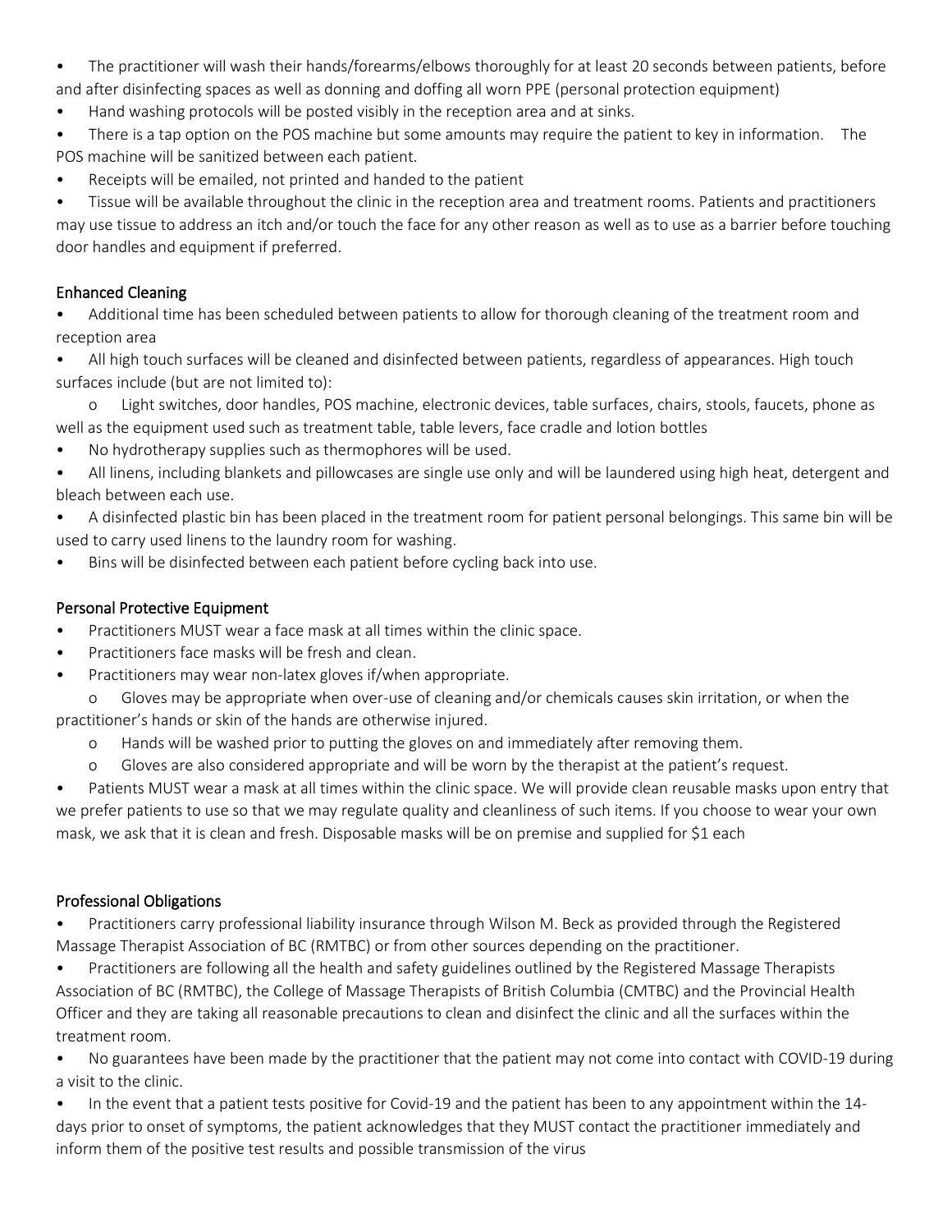- The practitioner will wash their hands/forearms/elbows thoroughly for at least 20 seconds between patients, before and after disinfecting spaces as well as donning and doffing all worn PPE (personal protection equipment)
- Hand washing protocols will be posted visibly in the reception area and at sinks.
- There is a tap option on the POS machine but some amounts may require the patient to key in information. The POS machine will be sanitized between each patient.
- Receipts will be emailed, not printed and handed to the patient
- Tissue will be available throughout the clinic in the reception area and treatment rooms. Patients and practitioners may use tissue to address an itch and/or touch the face for any other reason as well as to use as a barrier before touching door handles and equipment if preferred.

## Enhanced Cleaning

- Additional time has been scheduled between patients to allow for thorough cleaning of the treatment room and reception area
- All high touch surfaces will be cleaned and disinfected between patients, regardless of appearances. High touch surfaces include (but are not limited to):
  - Light switches, door handles, POS machine, electronic devices, table surfaces, chairs, stools, faucets, phone as well as the equipment used such as treatment table, table levers, face cradle and lotion bottles
- No hydrotherapy supplies such as thermophores will be used.
- All linens, including blankets and pillowcases are single use only and will be laundered using high heat, detergent and bleach between each use.
- A disinfected plastic bin has been placed in the treatment room for patient personal belongings. This same bin will be used to carry used linens to the laundry room for washing.
- Bins will be disinfected between each patient before cycling back into use.

## Personal Protective Equipment

- Practitioners MUST wear a face mask at all times within the clinic space.
- Practitioners face masks will be fresh and clean.
- Practitioners may wear non-latex gloves if/when appropriate.
  - Gloves may be appropriate when over-use of cleaning and/or chemicals causes skin irritation, or when the practitioner's hands or skin of the hands are otherwise injured.
  - Hands will be washed prior to putting the gloves on and immediately after removing them.
  - Gloves are also considered appropriate and will be worn by the therapist at the patient's request.
- Patients MUST wear a mask at all times within the clinic space. We will provide clean reusable masks upon entry that we prefer patients to use so that we may regulate quality and cleanliness of such items. If you choose to wear your own mask, we ask that it is clean and fresh. Disposable masks will be on premise and supplied for $1 each

## Professional Obligations

- Practitioners carry professional liability insurance through Wilson M. Beck as provided through the Registered Massage Therapist Association of BC (RMTBC) or from other sources depending on the practitioner.
- Practitioners are following all the health and safety guidelines outlined by the Registered Massage Therapists Association of BC (RMTBC), the College of Massage Therapists of British Columbia (CMTBC) and the Provincial Health Officer and they are taking all reasonable precautions to clean and disinfect the clinic and all the surfaces within the treatment room.
- No guarantees have been made by the practitioner that the patient may not come into contact with COVID-19 during a visit to the clinic.
- In the event that a patient tests positive for Covid-19 and the patient has been to any appointment within the 14-days prior to onset of symptoms, the patient acknowledges that they MUST contact the practitioner immediately and inform them of the positive test results and possible transmission of the virus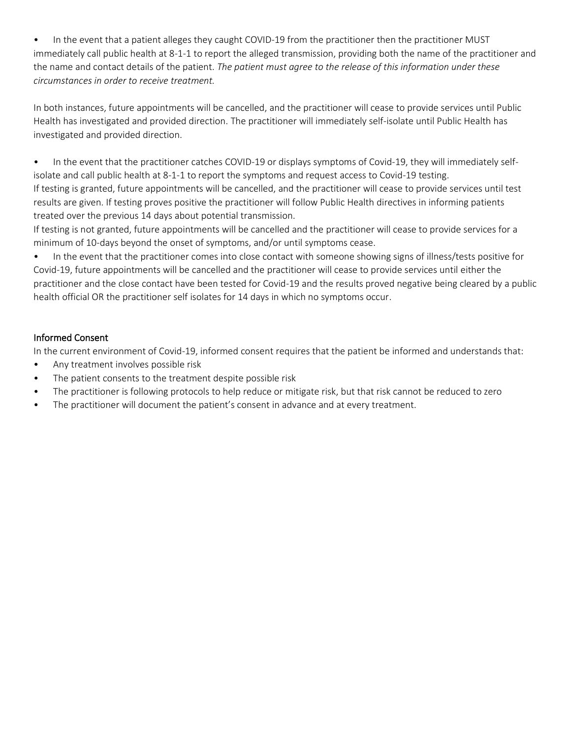- In the event that a patient alleges they caught COVID-19 from the practitioner then the practitioner MUST immediately call public health at 8-1-1 to report the alleged transmission, providing both the name of the practitioner and the name and contact details of the patient. *The patient must agree to the release of this information under these circumstances in order to receive treatment.*

In both instances, future appointments will be cancelled, and the practitioner will cease to provide services until Public Health has investigated and provided direction. The practitioner will immediately self-isolate until Public Health has investigated and provided direction.

- In the event that the practitioner catches COVID-19 or displays symptoms of Covid-19, they will immediately self-isolate and call public health at 8-1-1 to report the symptoms and request access to Covid-19 testing.
  If testing is granted, future appointments will be cancelled, and the practitioner will cease to provide services until test results are given. If testing proves positive the practitioner will follow Public Health directives in informing patients treated over the previous 14 days about potential transmission.
  If testing is not granted, future appointments will be cancelled and the practitioner will cease to provide services for a minimum of 10-days beyond the onset of symptoms, and/or until symptoms cease.
- In the event that the practitioner comes into close contact with someone showing signs of illness/tests positive for Covid-19, future appointments will be cancelled and the practitioner will cease to provide services until either the practitioner and the close contact have been tested for Covid-19 and the results proved negative being cleared by a public health official OR the practitioner self isolates for 14 days in which no symptoms occur.

## Informed Consent

In the current environment of Covid-19, informed consent requires that the patient be informed and understands that:

- Any treatment involves possible risk
- The patient consents to the treatment despite possible risk
- The practitioner is following protocols to help reduce or mitigate risk, but that risk cannot be reduced to zero
- The practitioner will document the patient's consent in advance and at every treatment.